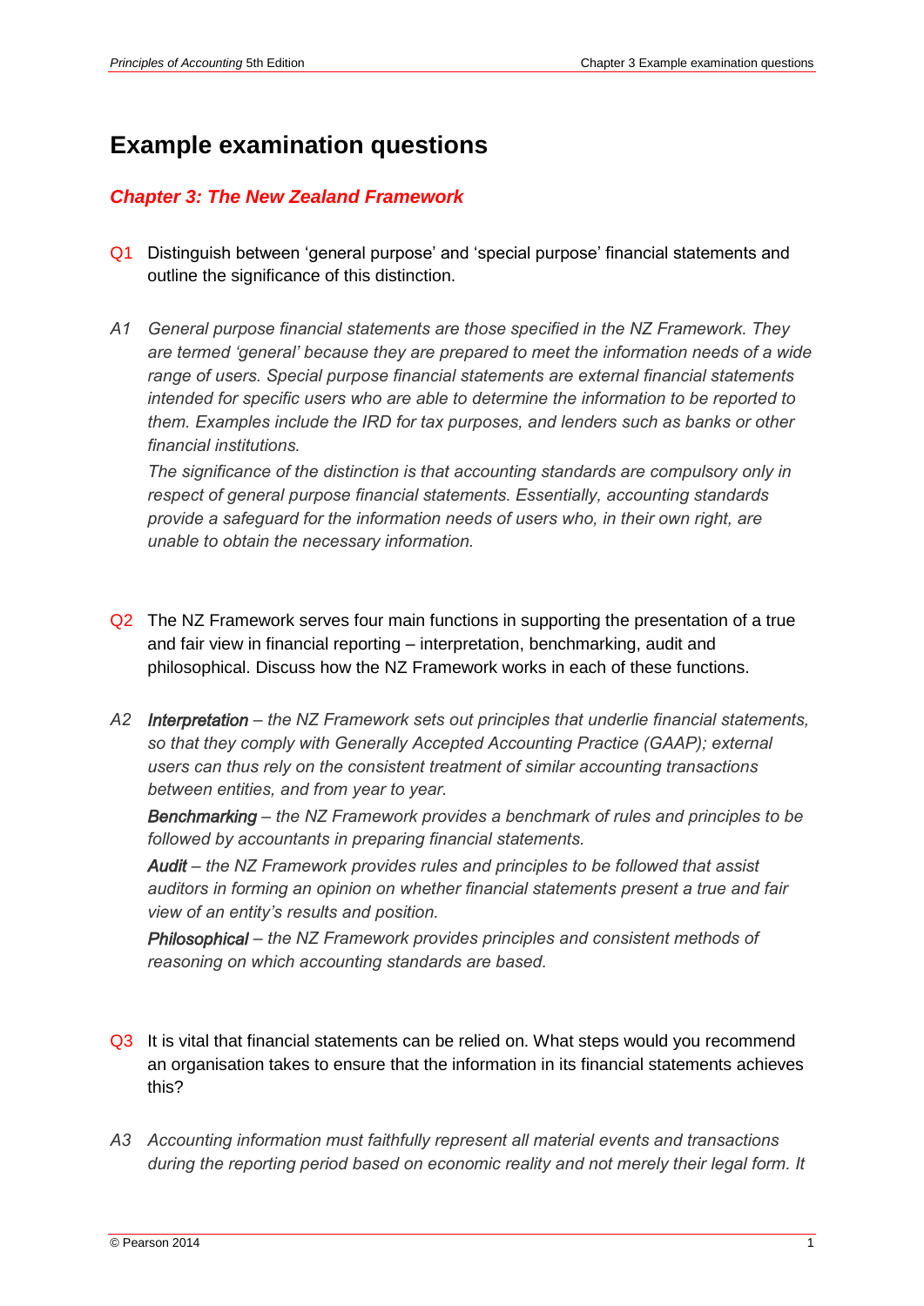# Example examination questions

## *Chapter 3: The New Zealand Framework*

Q1 Distinguish between 'general purpose' and 'special purpose' financial statements and outline the significance of this distinction.

A1 *General purpose financial statements are those specified in the NZ Framework. They are termed 'general' because they are prepared to meet the information needs of a wide range of users. Special purpose financial statements are external financial statements intended for specific users who are able to determine the information to be reported to them. Examples include the IRD for tax purposes, and lenders such as banks or other financial institutions.*

*The significance of the distinction is that accounting standards are compulsory only in respect of general purpose financial statements. Essentially, accounting standards provide a safeguard for the information needs of users who, in their own right, are unable to obtain the necessary information.*

Q2 The NZ Framework serves four main functions in supporting the presentation of a true and fair view in financial reporting – interpretation, benchmarking, audit and philosophical. Discuss how the NZ Framework works in each of these functions.

A2 ***Interpretation** – the NZ Framework sets out principles that underlie financial statements, so that they comply with Generally Accepted Accounting Practice (GAAP); external users can thus rely on the consistent treatment of similar accounting transactions between entities, and from year to year.*

***Benchmarking** – the NZ Framework provides a benchmark of rules and principles to be followed by accountants in preparing financial statements.*

***Audit** – the NZ Framework provides rules and principles to be followed that assist auditors in forming an opinion on whether financial statements present a true and fair view of an entity's results and position.*

***Philosophical** – the NZ Framework provides principles and consistent methods of reasoning on which accounting standards are based.*

Q3 It is vital that financial statements can be relied on. What steps would you recommend an organisation takes to ensure that the information in its financial statements achieves this?

A3 *Accounting information must faithfully represent all material events and transactions during the reporting period based on economic reality and not merely their legal form. It*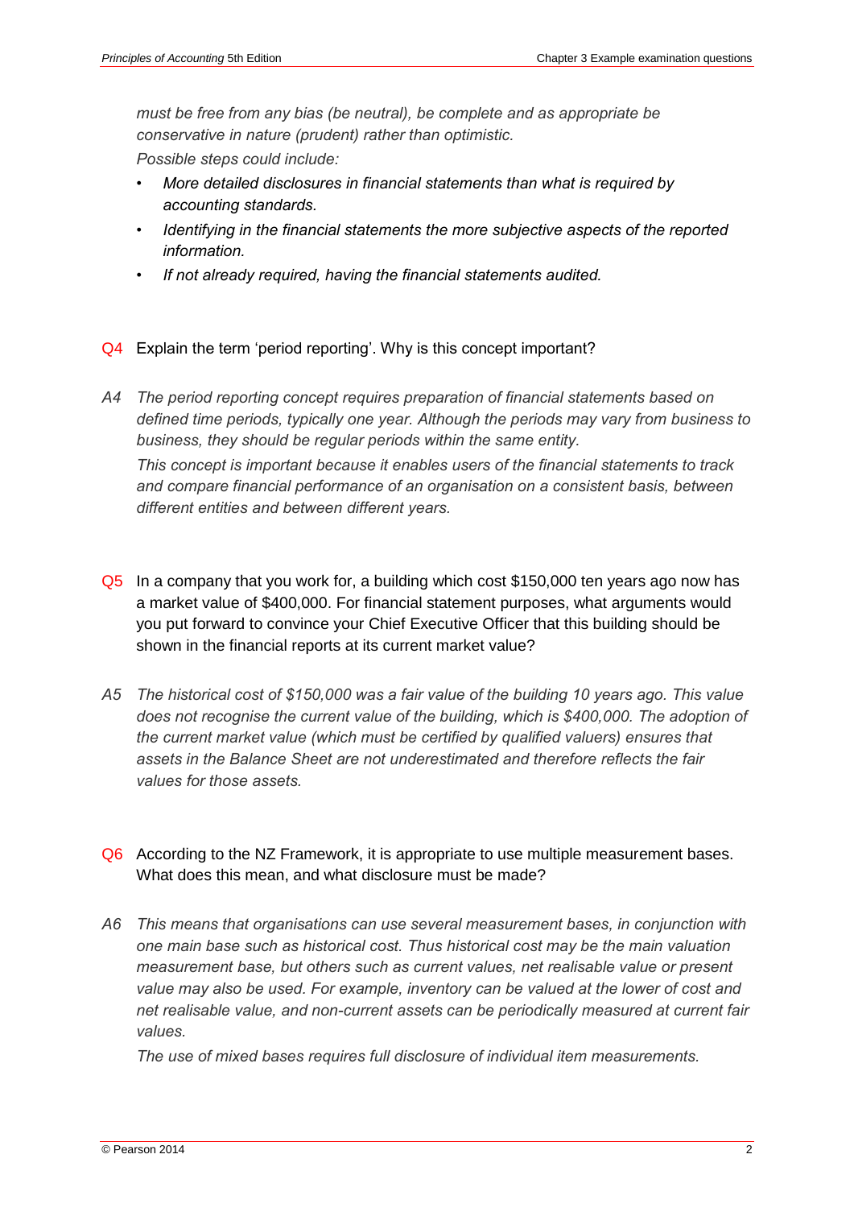*must be free from any bias (be neutral), be complete and as appropriate be conservative in nature (prudent) rather than optimistic.*

*Possible steps could include:*

- *More detailed disclosures in financial statements than what is required by accounting standards.*
- *Identifying in the financial statements the more subjective aspects of the reported information.*
- *If not already required, having the financial statements audited.*

Q4 Explain the term 'period reporting'. Why is this concept important?

*A4 The period reporting concept requires preparation of financial statements based on defined time periods, typically one year. Although the periods may vary from business to business, they should be regular periods within the same entity.*

*This concept is important because it enables users of the financial statements to track and compare financial performance of an organisation on a consistent basis, between different entities and between different years.*

Q5 In a company that you work for, a building which cost $150,000 ten years ago now has a market value of $400,000. For financial statement purposes, what arguments would you put forward to convince your Chief Executive Officer that this building should be shown in the financial reports at its current market value?

*A5 The historical cost of $150,000 was a fair value of the building 10 years ago. This value does not recognise the current value of the building, which is $400,000. The adoption of the current market value (which must be certified by qualified valuers) ensures that assets in the Balance Sheet are not underestimated and therefore reflects the fair values for those assets.*

Q6 According to the NZ Framework, it is appropriate to use multiple measurement bases. What does this mean, and what disclosure must be made?

*A6 This means that organisations can use several measurement bases, in conjunction with one main base such as historical cost. Thus historical cost may be the main valuation measurement base, but others such as current values, net realisable value or present value may also be used. For example, inventory can be valued at the lower of cost and net realisable value, and non-current assets can be periodically measured at current fair values.*

*The use of mixed bases requires full disclosure of individual item measurements.*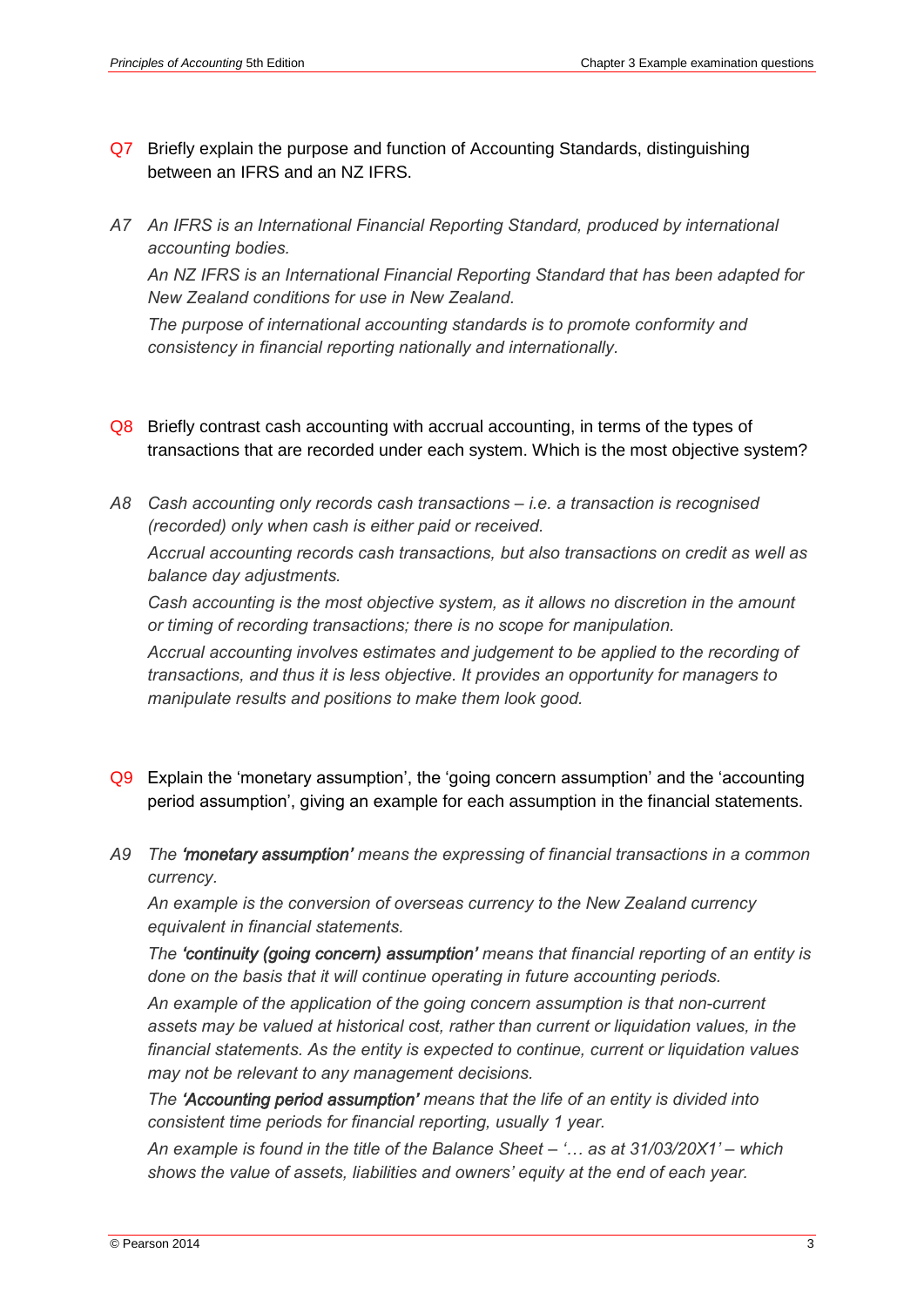Q7 Briefly explain the purpose and function of Accounting Standards, distinguishing between an IFRS and an NZ IFRS.

*A7 An IFRS is an International Financial Reporting Standard, produced by international accounting bodies.*

*An NZ IFRS is an International Financial Reporting Standard that has been adapted for New Zealand conditions for use in New Zealand.*

*The purpose of international accounting standards is to promote conformity and consistency in financial reporting nationally and internationally.*

Q8 Briefly contrast cash accounting with accrual accounting, in terms of the types of transactions that are recorded under each system. Which is the most objective system?

*A8 Cash accounting only records cash transactions – i.e. a transaction is recognised (recorded) only when cash is either paid or received.*

*Accrual accounting records cash transactions, but also transactions on credit as well as balance day adjustments.*

*Cash accounting is the most objective system, as it allows no discretion in the amount or timing of recording transactions; there is no scope for manipulation.*

*Accrual accounting involves estimates and judgement to be applied to the recording of transactions, and thus it is less objective. It provides an opportunity for managers to manipulate results and positions to make them look good.*

Q9 Explain the 'monetary assumption', the 'going concern assumption' and the 'accounting period assumption', giving an example for each assumption in the financial statements.

*A9 The **'monetary assumption'** means the expressing of financial transactions in a common currency.*

*An example is the conversion of overseas currency to the New Zealand currency equivalent in financial statements.*

*The **'continuity (going concern) assumption'** means that financial reporting of an entity is done on the basis that it will continue operating in future accounting periods.*

*An example of the application of the going concern assumption is that non-current assets may be valued at historical cost, rather than current or liquidation values, in the financial statements. As the entity is expected to continue, current or liquidation values may not be relevant to any management decisions.*

*The **'Accounting period assumption'** means that the life of an entity is divided into consistent time periods for financial reporting, usually 1 year.*

*An example is found in the title of the Balance Sheet – '… as at 31/03/20X1' – which shows the value of assets, liabilities and owners' equity at the end of each year.*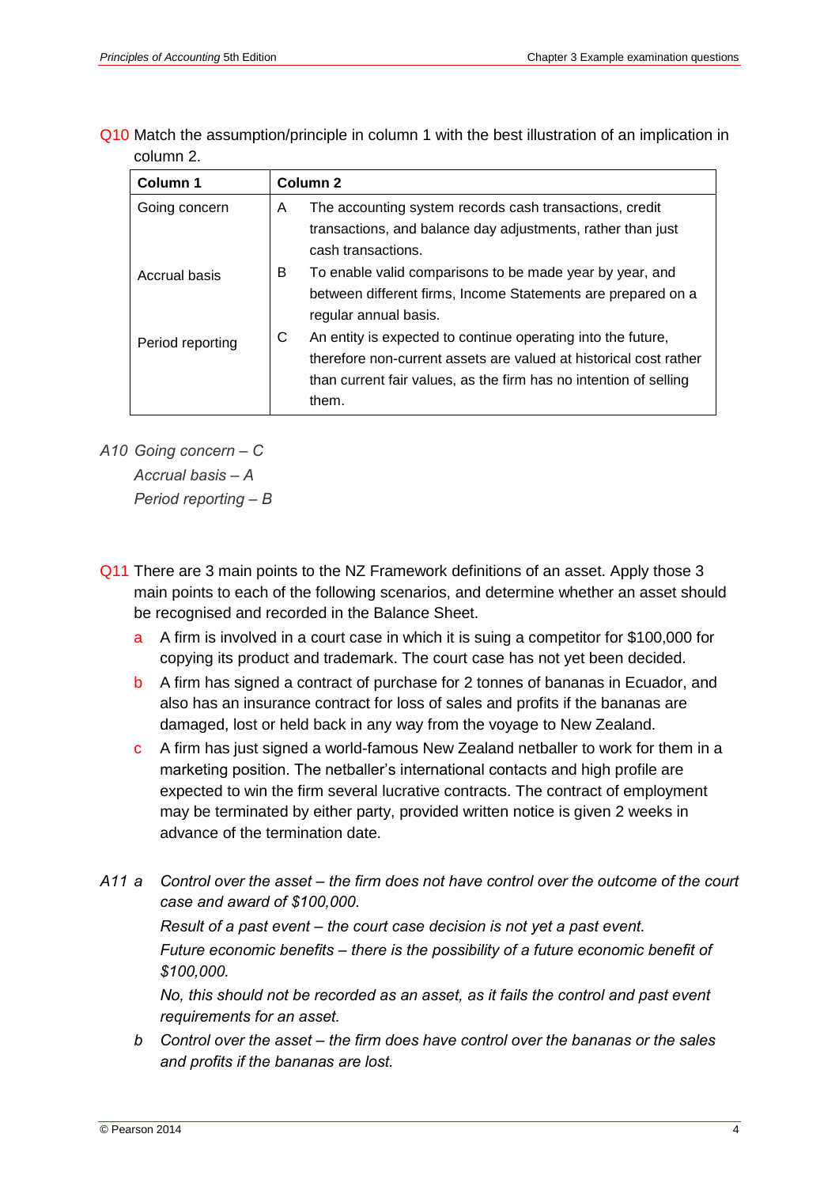Q10 Match the assumption/principle in column 1 with the best illustration of an implication in column 2.

| Column 1 | Column 2 |
| --- | --- |
| Going concern | A The accounting system records cash transactions, credit transactions, and balance day adjustments, rather than just cash transactions. |
| Accrual basis | B To enable valid comparisons to be made year by year, and between different firms, Income Statements are prepared on a regular annual basis. |
| Period reporting | C An entity is expected to continue operating into the future, therefore non-current assets are valued at historical cost rather than current fair values, as the firm has no intention of selling them. |

*A10 Going concern – C*
*Accrual basis – A*
*Period reporting – B*

Q11 There are 3 main points to the NZ Framework definitions of an asset. Apply those 3 main points to each of the following scenarios, and determine whether an asset should be recognised and recorded in the Balance Sheet.

a A firm is involved in a court case in which it is suing a competitor for $100,000 for copying its product and trademark. The court case has not yet been decided.

b A firm has signed a contract of purchase for 2 tonnes of bananas in Ecuador, and also has an insurance contract for loss of sales and profits if the bananas are damaged, lost or held back in any way from the voyage to New Zealand.

c A firm has just signed a world-famous New Zealand netballer to work for them in a marketing position. The netballer's international contacts and high profile are expected to win the firm several lucrative contracts. The contract of employment may be terminated by either party, provided written notice is given 2 weeks in advance of the termination date.

*A11 a Control over the asset – the firm does not have control over the outcome of the court case and award of $100,000.*

*Result of a past event – the court case decision is not yet a past event.*

*Future economic benefits – there is the possibility of a future economic benefit of $100,000.*

*No, this should not be recorded as an asset, as it fails the control and past event requirements for an asset.*

*b Control over the asset – the firm does have control over the bananas or the sales and profits if the bananas are lost.*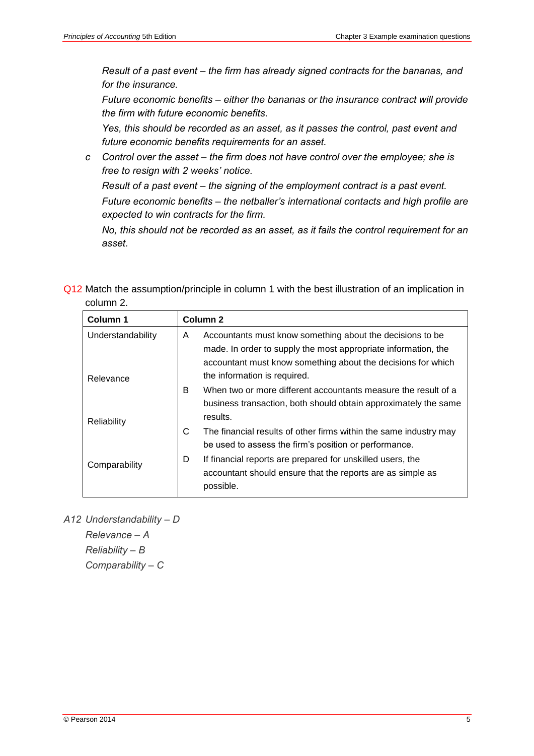*Result of a past event – the firm has already signed contracts for the bananas, and for the insurance.*

*Future economic benefits – either the bananas or the insurance contract will provide the firm with future economic benefits.*

*Yes, this should be recorded as an asset, as it passes the control, past event and future economic benefits requirements for an asset.*

*c Control over the asset – the firm does not have control over the employee; she is free to resign with 2 weeks' notice.*

*Result of a past event – the signing of the employment contract is a past event.*

*Future economic benefits – the netballer's international contacts and high profile are expected to win contracts for the firm.*

*No, this should not be recorded as an asset, as it fails the control requirement for an asset.*

Q12 Match the assumption/principle in column 1 with the best illustration of an implication in column 2.

| Column 1 | Column 2 |
|---|---|
| Understandability | A Accountants must know something about the decisions to be made. In order to supply the most appropriate information, the accountant must know something about the decisions for which the information is required. |
| Relevance | B When two or more different accountants measure the result of a business transaction, both should obtain approximately the same results. |
| Reliability | C The financial results of other firms within the same industry may be used to assess the firm's position or performance. |
| Comparability | D If financial reports are prepared for unskilled users, the accountant should ensure that the reports are as simple as possible. |

*A12 Understandability – D*
*Relevance – A*
*Reliability – B*
*Comparability – C*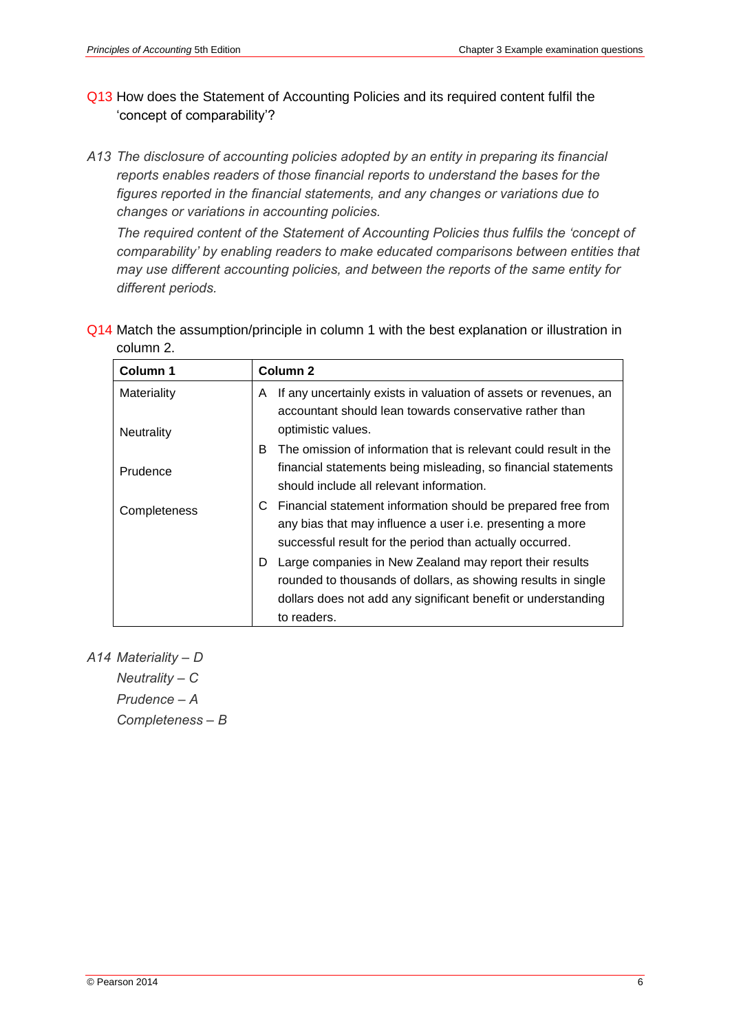Q13 How does the Statement of Accounting Policies and its required content fulfil the 'concept of comparability'?

*A13 The disclosure of accounting policies adopted by an entity in preparing its financial reports enables readers of those financial reports to understand the bases for the figures reported in the financial statements, and any changes or variations due to changes or variations in accounting policies.*

*The required content of the Statement of Accounting Policies thus fulfils the 'concept of comparability' by enabling readers to make educated comparisons between entities that may use different accounting policies, and between the reports of the same entity for different periods.*

Q14 Match the assumption/principle in column 1 with the best explanation or illustration in column 2.

| Column 1 | Column 2 |
|---|---|
| Materiality | A If any uncertainly exists in valuation of assets or revenues, an accountant should lean towards conservative rather than optimistic values. |
| Neutrality | B The omission of information that is relevant could result in the financial statements being misleading, so financial statements should include all relevant information. |
| Prudence | C Financial statement information should be prepared free from any bias that may influence a user i.e. presenting a more successful result for the period than actually occurred. |
| Completeness | D Large companies in New Zealand may report their results rounded to thousands of dollars, as showing results in single dollars does not add any significant benefit or understanding to readers. |

*A14 Materiality – D*
*Neutrality – C*
*Prudence – A*
*Completeness – B*